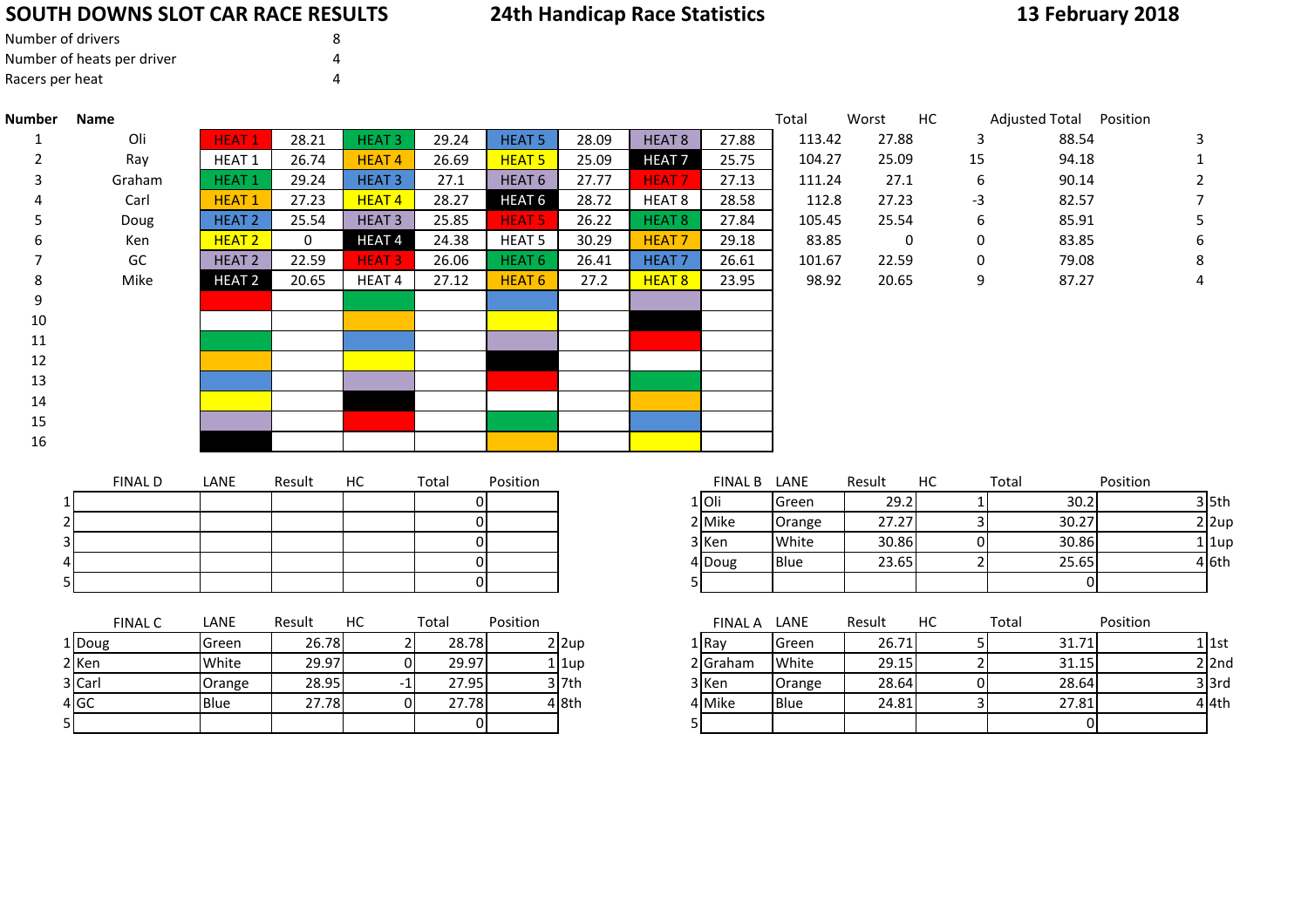# SOUTH DOWNS SLOT CAR RACE RESULTS

## 24th Handicap Race Statistics

**13 February 2018**

| | |
|---|---|
| Number of drivers | 8 |
| Number of heats per driver | 4 |
| Racers per heat | 4 |

| Number | Name | | | | | | | | | Total | Worst | HC | Adjusted Total | Position |
|---|---|---|---|---|---|---|---|---|---|---|---|---|---|---|
| 1 | Oli | HEAT 1 | 28.21 | HEAT 3 | 29.24 | HEAT 5 | 28.09 | HEAT 8 | 27.88 | 113.42 | 27.88 | 3 | 88.54 | 3 |
| 2 | Ray | HEAT 1 | 26.74 | HEAT 4 | 26.69 | HEAT 5 | 25.09 | HEAT 7 | 25.75 | 104.27 | 25.09 | 15 | 94.18 | 1 |
| 3 | Graham | HEAT 1 | 29.24 | HEAT 3 | 27.1 | HEAT 6 | 27.77 | HEAT 7 | 27.13 | 111.24 | 27.1 | 6 | 90.14 | 2 |
| 4 | Carl | HEAT 1 | 27.23 | HEAT 4 | 28.27 | HEAT 6 | 28.72 | HEAT 8 | 28.58 | 112.8 | 27.23 | -3 | 82.57 | 7 |
| 5 | Doug | HEAT 2 | 25.54 | HEAT 3 | 25.85 | HEAT 5 | 26.22 | HEAT 8 | 27.84 | 105.45 | 25.54 | 6 | 85.91 | 5 |
| 6 | Ken | HEAT 2 | 0 | HEAT 4 | 24.38 | HEAT 5 | 30.29 | HEAT 7 | 29.18 | 83.85 | 0 | 0 | 83.85 | 6 |
| 7 | GC | HEAT 2 | 22.59 | HEAT 3 | 26.06 | HEAT 6 | 26.41 | HEAT 7 | 26.61 | 101.67 | 22.59 | 0 | 79.08 | 8 |
| 8 | Mike | HEAT 2 | 20.65 | HEAT 4 | 27.12 | HEAT 6 | 27.2 | HEAT 8 | 23.95 | 98.92 | 20.65 | 9 | 87.27 | 4 |
| 9 | | | | | | | | | | | | | | |
| 10 | | | | | | | | | | | | | | |
| 11 | | | | | | | | | | | | | | |
| 12 | | | | | | | | | | | | | | |
| 13 | | | | | | | | | | | | | | |
| 14 | | | | | | | | | | | | | | |
| 15 | | | | | | | | | | | | | | |
| 16 | | | | | | | | | | | | | | |

| | FINAL D | LANE | Result | HC | Total | Position |
|---|---|---|---|---|---|---|
| 1 | | | | | 0 | |
| 2 | | | | | 0 | |
| 3 | | | | | 0 | |
| 4 | | | | | 0 | |
| 5 | | | | | 0 | |

| | FINAL B | LANE | Result | HC | Total | Position | |
|---|---|---|---|---|---|---|---|
| 1 | Oli | Green | 29.2 | 1 | 30.2 | 3 | 5th |
| 2 | Mike | Orange | 27.27 | 3 | 30.27 | 2 | 2up |
| 3 | Ken | White | 30.86 | 0 | 30.86 | 1 | 1up |
| 4 | Doug | Blue | 23.65 | 2 | 25.65 | 4 | 6th |
| 5 | | | | | 0 | | |

| | FINAL C | LANE | Result | HC | Total | Position | |
|---|---|---|---|---|---|---|---|
| 1 | Doug | Green | 26.78 | 2 | 28.78 | 2 | 2up |
| 2 | Ken | White | 29.97 | 0 | 29.97 | 1 | 1up |
| 3 | Carl | Orange | 28.95 | -1 | 27.95 | 3 | 7th |
| 4 | GC | Blue | 27.78 | 0 | 27.78 | 4 | 8th |
| 5 | | | | | 0 | | |

| | FINAL A | LANE | Result | HC | Total | Position | |
|---|---|---|---|---|---|---|---|
| 1 | Ray | Green | 26.71 | 5 | 31.71 | 1 | 1st |
| 2 | Graham | White | 29.15 | 2 | 31.15 | 2 | 2nd |
| 3 | Ken | Orange | 28.64 | 0 | 28.64 | 3 | 3rd |
| 4 | Mike | Blue | 24.81 | 3 | 27.81 | 4 | 4th |
| 5 | | | | | 0 | | |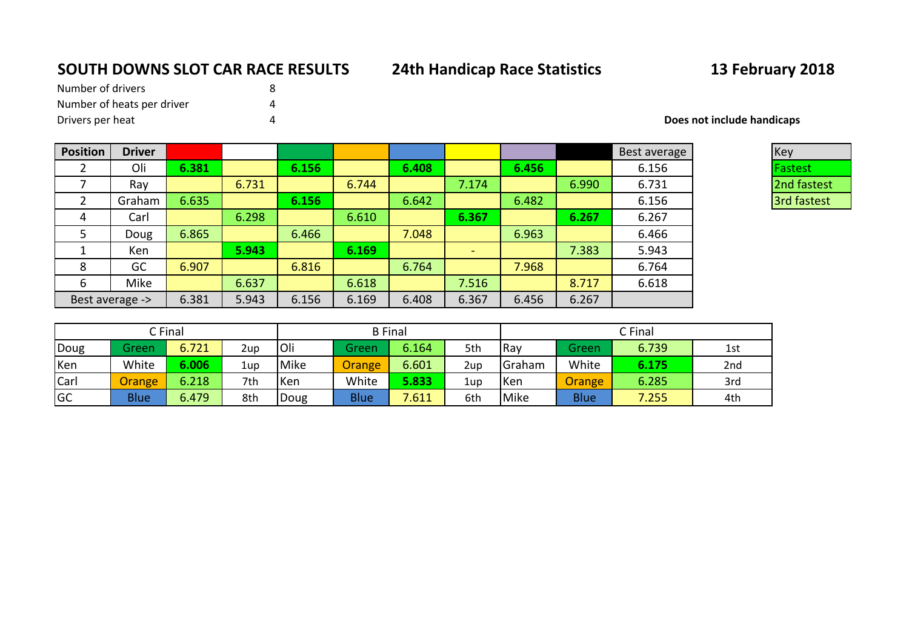**SOUTH DOWNS SLOT CAR RACE RESULTS** **24th Handicap Race Statistics** **13 February 2018**

Number of drivers 8

Number of heats per driver 4

Drivers per heat 4

**Does not include handicaps**

| Position | Driver | Red | White | Green | Orange | Blue | Yellow | Purple | Black | Best average |
|---|---|---|---|---|---|---|---|---|---|---|
| 2 | Oli | **6.381** | | **6.156** | | **6.408** | | **6.456** | | 6.156 |
| 7 | Ray | | 6.731 | | 6.744 | | 7.174 | | 6.990 | 6.731 |
| 2 | Graham | 6.635 | | **6.156** | | 6.642 | | 6.482 | | 6.156 |
| 4 | Carl | | 6.298 | | 6.610 | | **6.367** | | **6.267** | 6.267 |
| 5 | Doug | 6.865 | | 6.466 | | 7.048 | | 6.963 | | 6.466 |
| 1 | Ken | | **5.943** | | **6.169** | | - | | 7.383 | 5.943 |
| 8 | GC | 6.907 | | 6.816 | | 6.764 | | 7.968 | | 6.764 |
| 6 | Mike | | 6.637 | | 6.618 | | 7.516 | | 8.717 | 6.618 |
| Best average -> | | 6.381 | 5.943 | 6.156 | 6.169 | 6.408 | 6.367 | 6.456 | 6.267 | |

| Key |
|---|
| Fastest |
| 2nd fastest |
| 3rd fastest |

| C Final | | | | B Final | | | | C Final | | | |
|---|---|---|---|---|---|---|---|---|---|---|---|
| Doug | Green | 6.721 | 2up | Oli | Green | 6.164 | 5th | Ray | Green | 6.739 | 1st |
| Ken | White | **6.006** | 1up | Mike | Orange | 6.601 | 2up | Graham | White | **6.175** | 2nd |
| Carl | Orange | 6.218 | 7th | Ken | White | **5.833** | 1up | Ken | Orange | 6.285 | 3rd |
| GC | Blue | 6.479 | 8th | Doug | Blue | 7.611 | 6th | Mike | Blue | 7.255 | 4th |